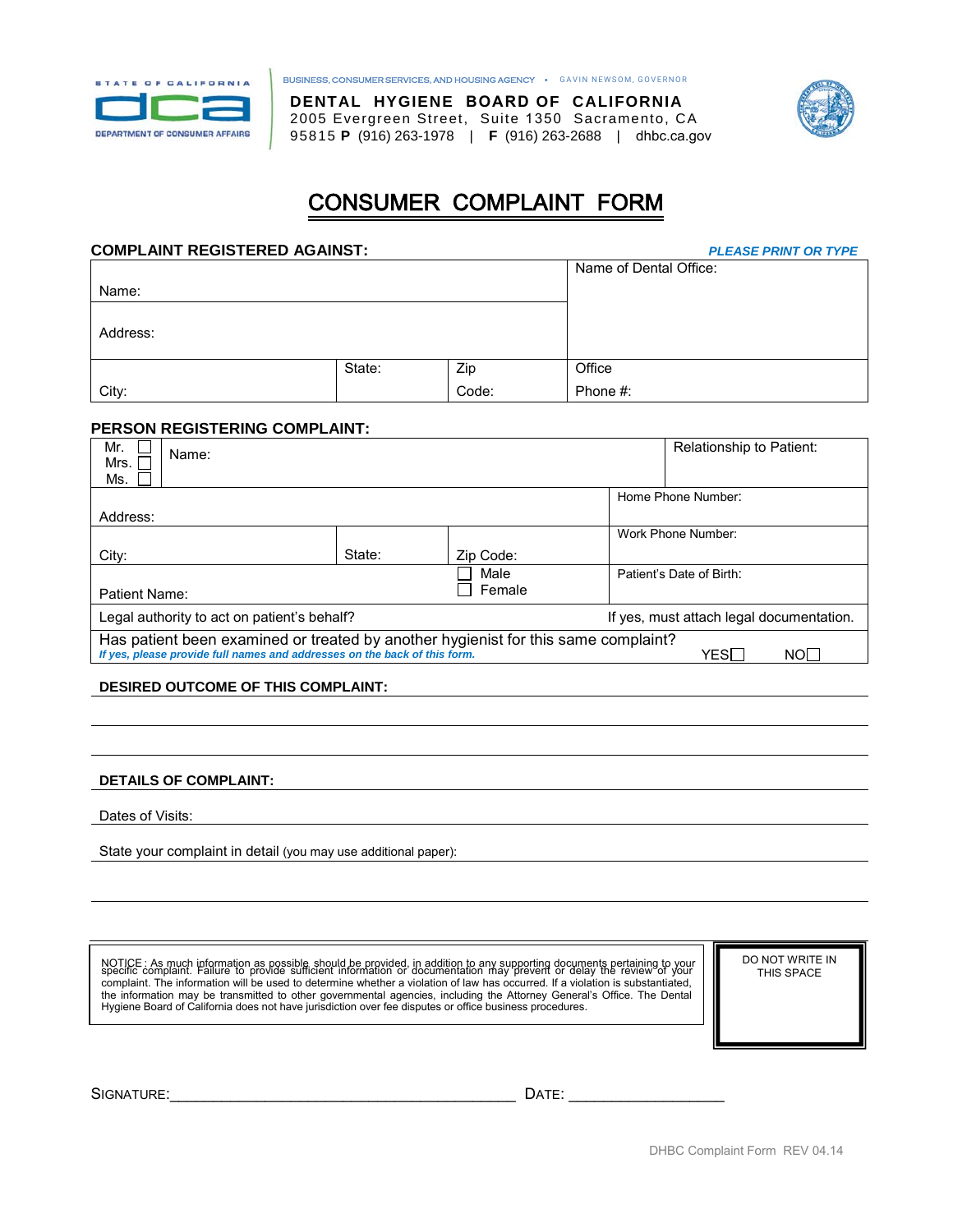STATE OF CALIFORNIA
DCA
DEPARTMENT OF CONSUMER AFFAIRS

BUSINESS, CONSUMER SERVICES, AND HOUSING AGENCY • GAVIN NEWSOM, GOVERNOR

**DENTAL HYGIENE BOARD OF CALIFORNIA**
2005 Evergreen Street, Suite 1350 Sacramento, CA 95815 **P** (916) 263-1978 | **F** (916) 263-2688 | dhbc.ca.gov

# CONSUMER COMPLAINT FORM

**COMPLAINT REGISTERED AGAINST:** ***PLEASE PRINT OR TYPE***

| Name: | | | Name of Dental Office: |
|---|---|---|---|
| Address: | | | |
| City: | State: | Zip Code: | Office Phone #: |

**PERSON REGISTERING COMPLAINT:**

| Mr. ☐ Mrs. ☐ Ms. ☐ | Name: | | | Relationship to Patient: |
|---|---|---|---|---|
| Address: | | | | Home Phone Number: |
| City: | State: | Zip Code: | | Work Phone Number: |
| Patient Name: | | ☐ Male ☐ Female | | Patient's Date of Birth: |
| Legal authority to act on patient's behalf? | | | | If yes, must attach legal documentation. |
| Has patient been examined or treated by another hygienist for this same complaint? *If yes, please provide full names and addresses on the back of this form.* | | | | YES☐ NO☐ |

**DESIRED OUTCOME OF THIS COMPLAINT:**

______________________________________________

______________________________________________

**DETAILS OF COMPLAINT:**

Dates of Visits: ______________________________________________

State your complaint in detail (you may use additional paper): ______________________________________________

______________________________________________

NOTICE: As much information as possible should be provided, in addition to any supporting documents pertaining to your specific complaint. Failure to provide sufficient information or documentation may prevent or delay the review of your complaint. The information will be used to determine whether a violation of law has occurred. If a violation is substantiated, the information may be transmitted to other governmental agencies, including the Attorney General's Office. The Dental Hygiene Board of California does not have jurisdiction over fee disputes or office business procedures.

DO NOT WRITE IN THIS SPACE

SIGNATURE:__________________________________________ DATE: ___________________

DHBC Complaint Form REV 04.14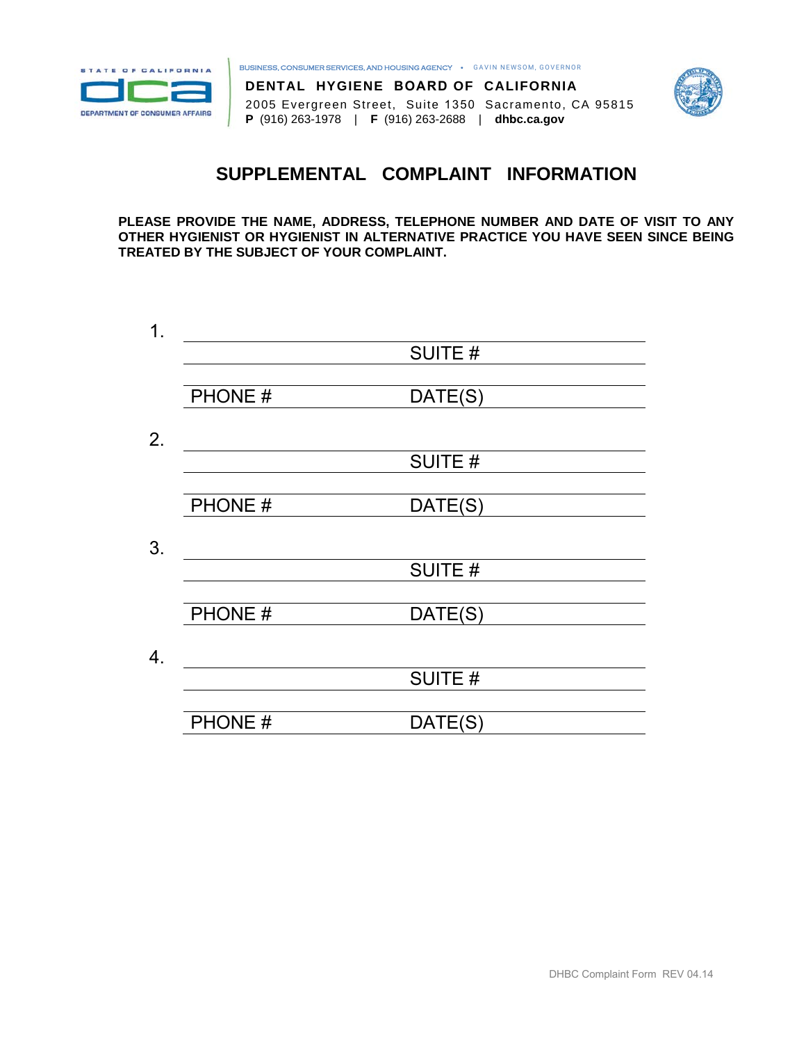BUSINESS, CONSUMER SERVICES, AND HOUSING AGENCY • GAVIN NEWSOM, GOVERNOR

**DENTAL HYGIENE BOARD OF CALIFORNIA**
2005 Evergreen Street, Suite 1350 Sacramento, CA 95815
**P** (916) 263-1978 | **F** (916) 263-2688 | **dhbc.ca.gov**

# SUPPLEMENTAL COMPLAINT INFORMATION

**PLEASE PROVIDE THE NAME, ADDRESS, TELEPHONE NUMBER AND DATE OF VISIT TO ANY OTHER HYGIENIST OR HYGIENIST IN ALTERNATIVE PRACTICE YOU HAVE SEEN SINCE BEING TREATED BY THE SUBJECT OF YOUR COMPLAINT.**

1. ______________________________
   ______________ SUITE # ______________
   ______________________________
   PHONE # ______________ DATE(S) ______________

2. ______________________________
   ______________ SUITE # ______________
   ______________________________
   PHONE # ______________ DATE(S) ______________

3. ______________________________
   ______________ SUITE # ______________
   ______________________________
   PHONE # ______________ DATE(S) ______________

4. ______________________________
   ______________ SUITE # ______________
   ______________________________
   PHONE # ______________ DATE(S) ______________

DHBC Complaint Form REV 04.14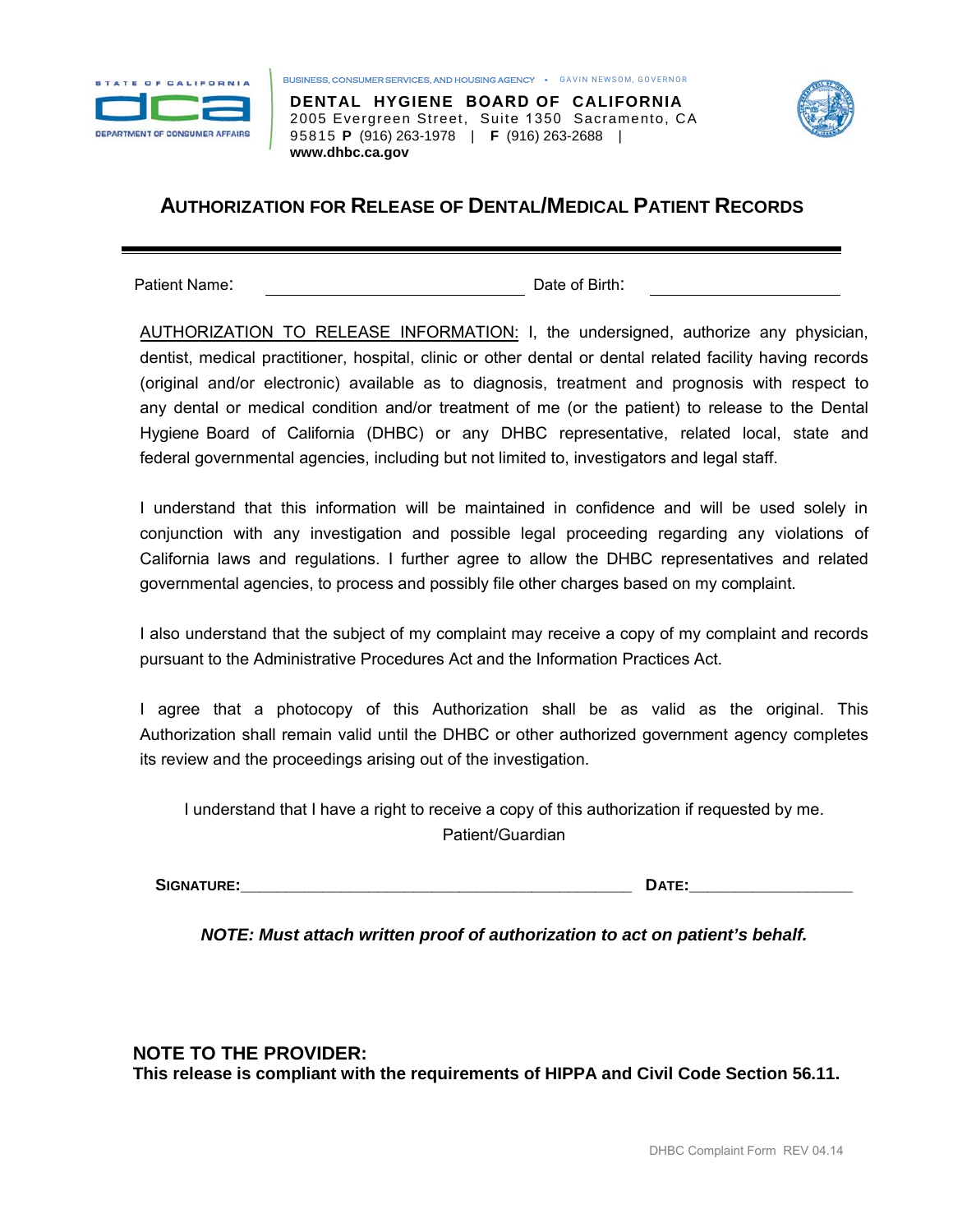BUSINESS, CONSUMER SERVICES, AND HOUSING AGENCY • GAVIN NEWSOM, GOVERNOR

**DENTAL HYGIENE BOARD OF CALIFORNIA**
2005 Evergreen Street, Suite 1350 Sacramento, CA 95815 **P** (916) 263-1978 | **F** (916) 263-2688 | **www.dhbc.ca.gov**

## AUTHORIZATION FOR RELEASE OF DENTAL/MEDICAL PATIENT RECORDS

Patient Name: ______________________________ Date of Birth: ______________________

AUTHORIZATION TO RELEASE INFORMATION: I, the undersigned, authorize any physician, dentist, medical practitioner, hospital, clinic or other dental or dental related facility having records (original and/or electronic) available as to diagnosis, treatment and prognosis with respect to any dental or medical condition and/or treatment of me (or the patient) to release to the Dental Hygiene Board of California (DHBC) or any DHBC representative, related local, state and federal governmental agencies, including but not limited to, investigators and legal staff.

I understand that this information will be maintained in confidence and will be used solely in conjunction with any investigation and possible legal proceeding regarding any violations of California laws and regulations. I further agree to allow the DHBC representatives and related governmental agencies, to process and possibly file other charges based on my complaint.

I also understand that the subject of my complaint may receive a copy of my complaint and records pursuant to the Administrative Procedures Act and the Information Practices Act.

I agree that a photocopy of this Authorization shall be as valid as the original. This Authorization shall remain valid until the DHBC or other authorized government agency completes its review and the proceedings arising out of the investigation.

I understand that I have a right to receive a copy of this authorization if requested by me.
Patient/Guardian

**SIGNATURE:**_____________________________________________ **DATE:**__________________

***NOTE: Must attach written proof of authorization to act on patient's behalf.***

**NOTE TO THE PROVIDER:**
**This release is compliant with the requirements of HIPPA and Civil Code Section 56.11.**

DHBC Complaint Form REV 04.14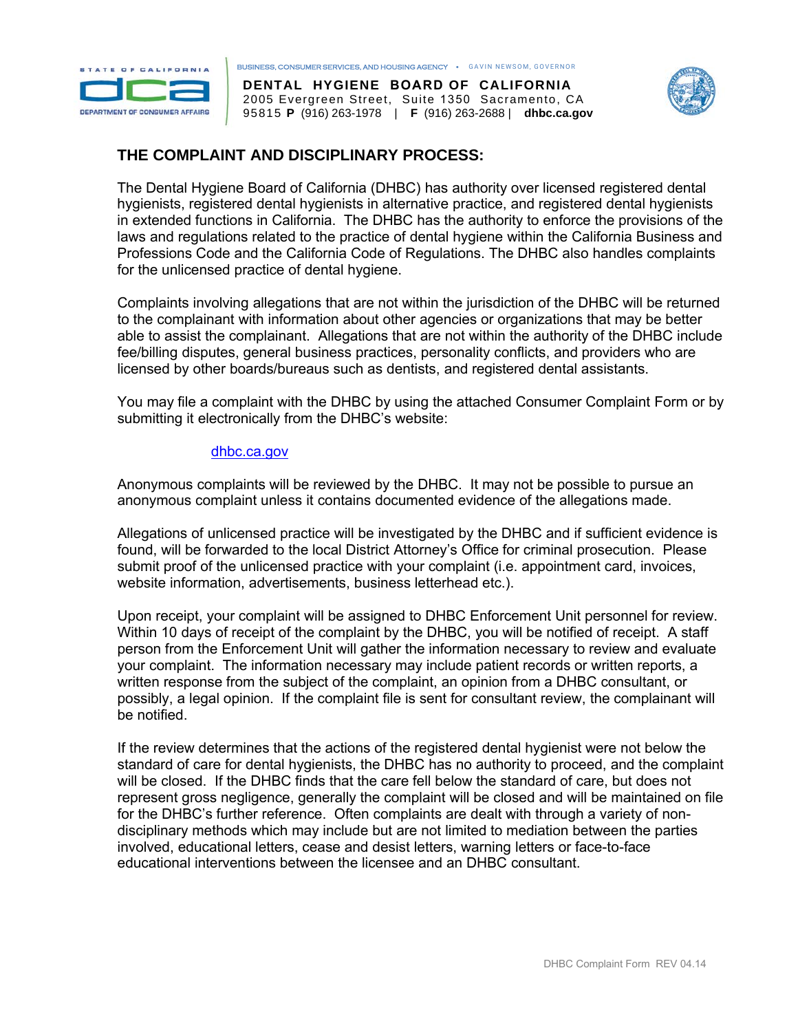BUSINESS, CONSUMER SERVICES, AND HOUSING AGENCY • GAVIN NEWSOM, GOVERNOR

**DENTAL HYGIENE BOARD OF CALIFORNIA**
2005 Evergreen Street, Suite 1350 Sacramento, CA 95815 **P** (916) 263-1978 | **F** (916) 263-2688 | **dhbc.ca.gov**

## THE COMPLAINT AND DISCIPLINARY PROCESS:

The Dental Hygiene Board of California (DHBC) has authority over licensed registered dental hygienists, registered dental hygienists in alternative practice, and registered dental hygienists in extended functions in California. The DHBC has the authority to enforce the provisions of the laws and regulations related to the practice of dental hygiene within the California Business and Professions Code and the California Code of Regulations. The DHBC also handles complaints for the unlicensed practice of dental hygiene.

Complaints involving allegations that are not within the jurisdiction of the DHBC will be returned to the complainant with information about other agencies or organizations that may be better able to assist the complainant. Allegations that are not within the authority of the DHBC include fee/billing disputes, general business practices, personality conflicts, and providers who are licensed by other boards/bureaus such as dentists, and registered dental assistants.

You may file a complaint with the DHBC by using the attached Consumer Complaint Form or by submitting it electronically from the DHBC's website:

dhbc.ca.gov

Anonymous complaints will be reviewed by the DHBC. It may not be possible to pursue an anonymous complaint unless it contains documented evidence of the allegations made.

Allegations of unlicensed practice will be investigated by the DHBC and if sufficient evidence is found, will be forwarded to the local District Attorney's Office for criminal prosecution. Please submit proof of the unlicensed practice with your complaint (i.e. appointment card, invoices, website information, advertisements, business letterhead etc.).

Upon receipt, your complaint will be assigned to DHBC Enforcement Unit personnel for review. Within 10 days of receipt of the complaint by the DHBC, you will be notified of receipt. A staff person from the Enforcement Unit will gather the information necessary to review and evaluate your complaint. The information necessary may include patient records or written reports, a written response from the subject of the complaint, an opinion from a DHBC consultant, or possibly, a legal opinion. If the complaint file is sent for consultant review, the complainant will be notified.

If the review determines that the actions of the registered dental hygienist were not below the standard of care for dental hygienists, the DHBC has no authority to proceed, and the complaint will be closed. If the DHBC finds that the care fell below the standard of care, but does not represent gross negligence, generally the complaint will be closed and will be maintained on file for the DHBC's further reference. Often complaints are dealt with through a variety of non-disciplinary methods which may include but are not limited to mediation between the parties involved, educational letters, cease and desist letters, warning letters or face-to-face educational interventions between the licensee and an DHBC consultant.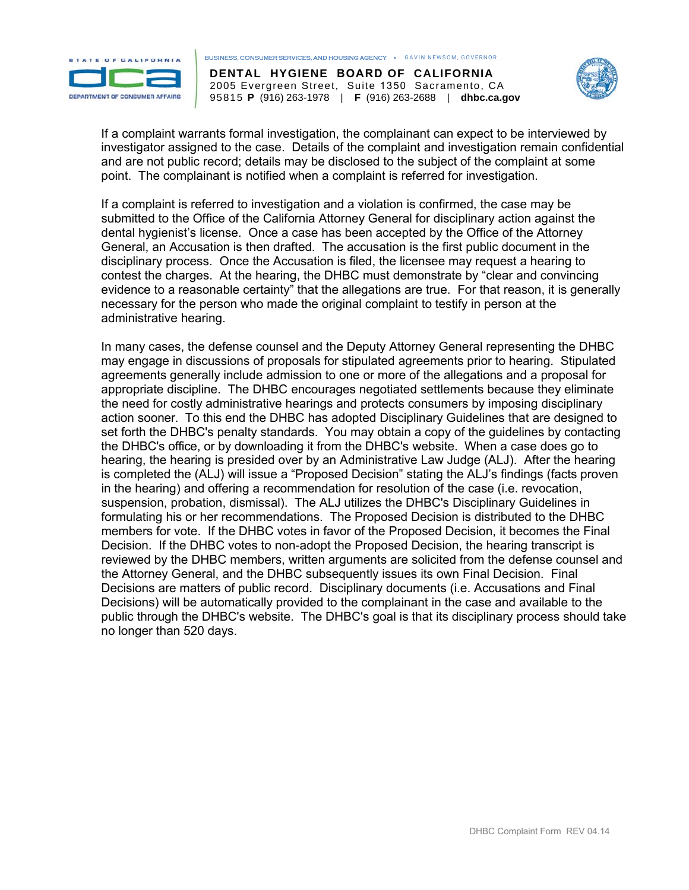If a complaint warrants formal investigation, the complainant can expect to be interviewed by investigator assigned to the case. Details of the complaint and investigation remain confidential and are not public record; details may be disclosed to the subject of the complaint at some point. The complainant is notified when a complaint is referred for investigation.

If a complaint is referred to investigation and a violation is confirmed, the case may be submitted to the Office of the California Attorney General for disciplinary action against the dental hygienist's license. Once a case has been accepted by the Office of the Attorney General, an Accusation is then drafted. The accusation is the first public document in the disciplinary process. Once the Accusation is filed, the licensee may request a hearing to contest the charges. At the hearing, the DHBC must demonstrate by "clear and convincing evidence to a reasonable certainty" that the allegations are true. For that reason, it is generally necessary for the person who made the original complaint to testify in person at the administrative hearing.

In many cases, the defense counsel and the Deputy Attorney General representing the DHBC may engage in discussions of proposals for stipulated agreements prior to hearing. Stipulated agreements generally include admission to one or more of the allegations and a proposal for appropriate discipline. The DHBC encourages negotiated settlements because they eliminate the need for costly administrative hearings and protects consumers by imposing disciplinary action sooner. To this end the DHBC has adopted Disciplinary Guidelines that are designed to set forth the DHBC's penalty standards. You may obtain a copy of the guidelines by contacting the DHBC's office, or by downloading it from the DHBC's website. When a case does go to hearing, the hearing is presided over by an Administrative Law Judge (ALJ). After the hearing is completed the (ALJ) will issue a "Proposed Decision" stating the ALJ's findings (facts proven in the hearing) and offering a recommendation for resolution of the case (i.e. revocation, suspension, probation, dismissal). The ALJ utilizes the DHBC's Disciplinary Guidelines in formulating his or her recommendations. The Proposed Decision is distributed to the DHBC members for vote. If the DHBC votes in favor of the Proposed Decision, it becomes the Final Decision. If the DHBC votes to non-adopt the Proposed Decision, the hearing transcript is reviewed by the DHBC members, written arguments are solicited from the defense counsel and the Attorney General, and the DHBC subsequently issues its own Final Decision. Final Decisions are matters of public record. Disciplinary documents (i.e. Accusations and Final Decisions) will be automatically provided to the complainant in the case and available to the public through the DHBC's website. The DHBC's goal is that its disciplinary process should take no longer than 520 days.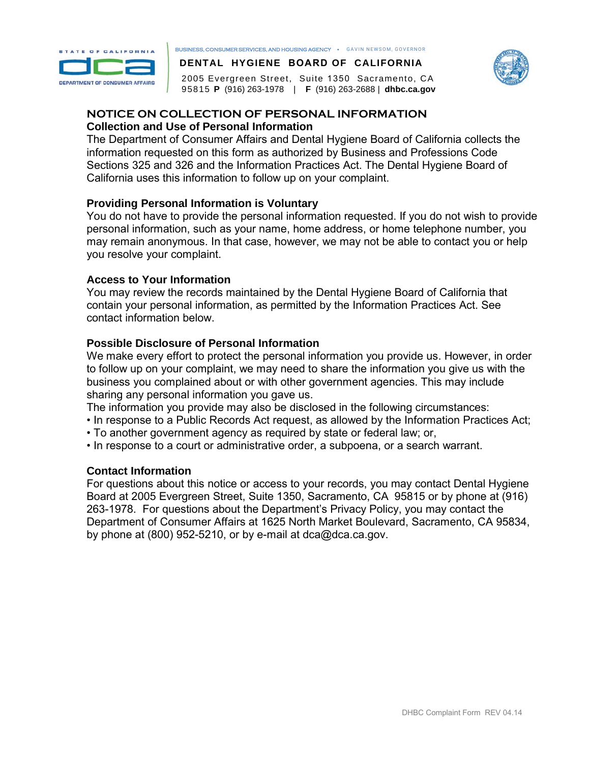STATE OF CALIFORNIA

DEPARTMENT OF CONSUMER AFFAIRS

BUSINESS, CONSUMER SERVICES, AND HOUSING AGENCY • GAVIN NEWSOM, GOVERNOR

**DENTAL HYGIENE BOARD OF CALIFORNIA**

2005 Evergreen Street, Suite 1350 Sacramento, CA 95815 **P** (916) 263-1978 | **F** (916) 263-2688 | **dhbc.ca.gov**

# NOTICE ON COLLECTION OF PERSONAL INFORMATION

### Collection and Use of Personal Information

The Department of Consumer Affairs and Dental Hygiene Board of California collects the information requested on this form as authorized by Business and Professions Code Sections 325 and 326 and the Information Practices Act. The Dental Hygiene Board of California uses this information to follow up on your complaint.

### Providing Personal Information is Voluntary

You do not have to provide the personal information requested. If you do not wish to provide personal information, such as your name, home address, or home telephone number, you may remain anonymous. In that case, however, we may not be able to contact you or help you resolve your complaint.

### Access to Your Information

You may review the records maintained by the Dental Hygiene Board of California that contain your personal information, as permitted by the Information Practices Act. See contact information below.

### Possible Disclosure of Personal Information

We make every effort to protect the personal information you provide us. However, in order to follow up on your complaint, we may need to share the information you give us with the business you complained about or with other government agencies. This may include sharing any personal information you gave us.

The information you provide may also be disclosed in the following circumstances:

- In response to a Public Records Act request, as allowed by the Information Practices Act;
- To another government agency as required by state or federal law; or,
- In response to a court or administrative order, a subpoena, or a search warrant.

### Contact Information

For questions about this notice or access to your records, you may contact Dental Hygiene Board at 2005 Evergreen Street, Suite 1350, Sacramento, CA 95815 or by phone at (916) 263-1978. For questions about the Department's Privacy Policy, you may contact the Department of Consumer Affairs at 1625 North Market Boulevard, Sacramento, CA 95834, by phone at (800) 952-5210, or by e-mail at dca@dca.ca.gov.